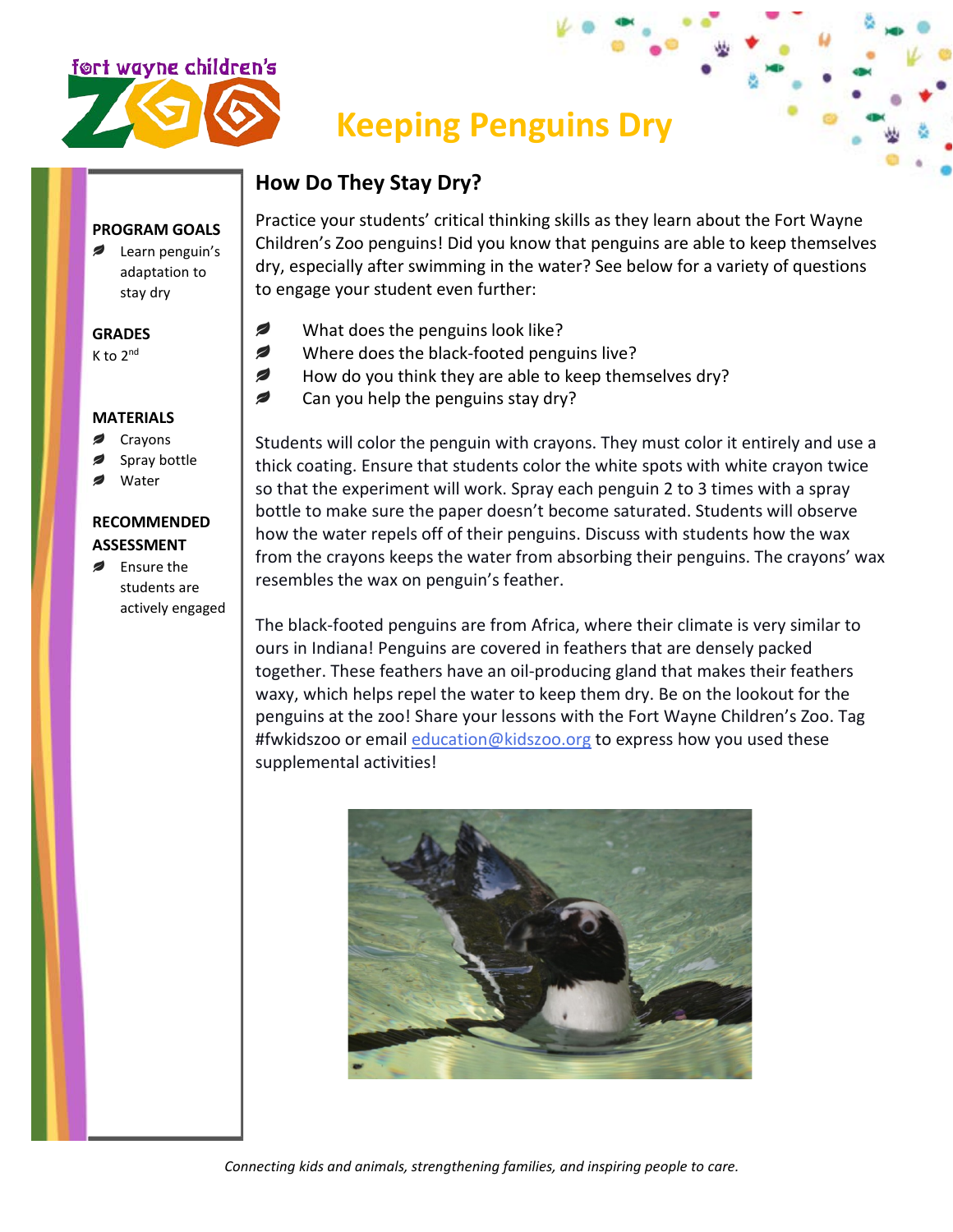# Keeping Penguins Dry

**PROGRAM GOALS**

- Learn penguin's adaptation to stay dry

**GRADES**

K to 2nd

**MATERIALS**

- Crayons
- Spray bottle
- Water

**RECOMMENDED ASSESSMENT**

- Ensure the students are actively engaged

## How Do They Stay Dry?

Practice your students' critical thinking skills as they learn about the Fort Wayne Children's Zoo penguins! Did you know that penguins are able to keep themselves dry, especially after swimming in the water? See below for a variety of questions to engage your student even further:

- What does the penguins look like?
- Where does the black-footed penguins live?
- How do you think they are able to keep themselves dry?
- Can you help the penguins stay dry?

Students will color the penguin with crayons. They must color it entirely and use a thick coating. Ensure that students color the white spots with white crayon twice so that the experiment will work. Spray each penguin 2 to 3 times with a spray bottle to make sure the paper doesn't become saturated. Students will observe how the water repels off of their penguins. Discuss with students how the wax from the crayons keeps the water from absorbing their penguins. The crayons' wax resembles the wax on penguin's feather.

The black-footed penguins are from Africa, where their climate is very similar to ours in Indiana! Penguins are covered in feathers that are densely packed together. These feathers have an oil-producing gland that makes their feathers waxy, which helps repel the water to keep them dry. Be on the lookout for the penguins at the zoo! Share your lessons with the Fort Wayne Children's Zoo. Tag #fwkidszoo or email education@kidszoo.org to express how you used these supplemental activities!

*Connecting kids and animals, strengthening families, and inspiring people to care.*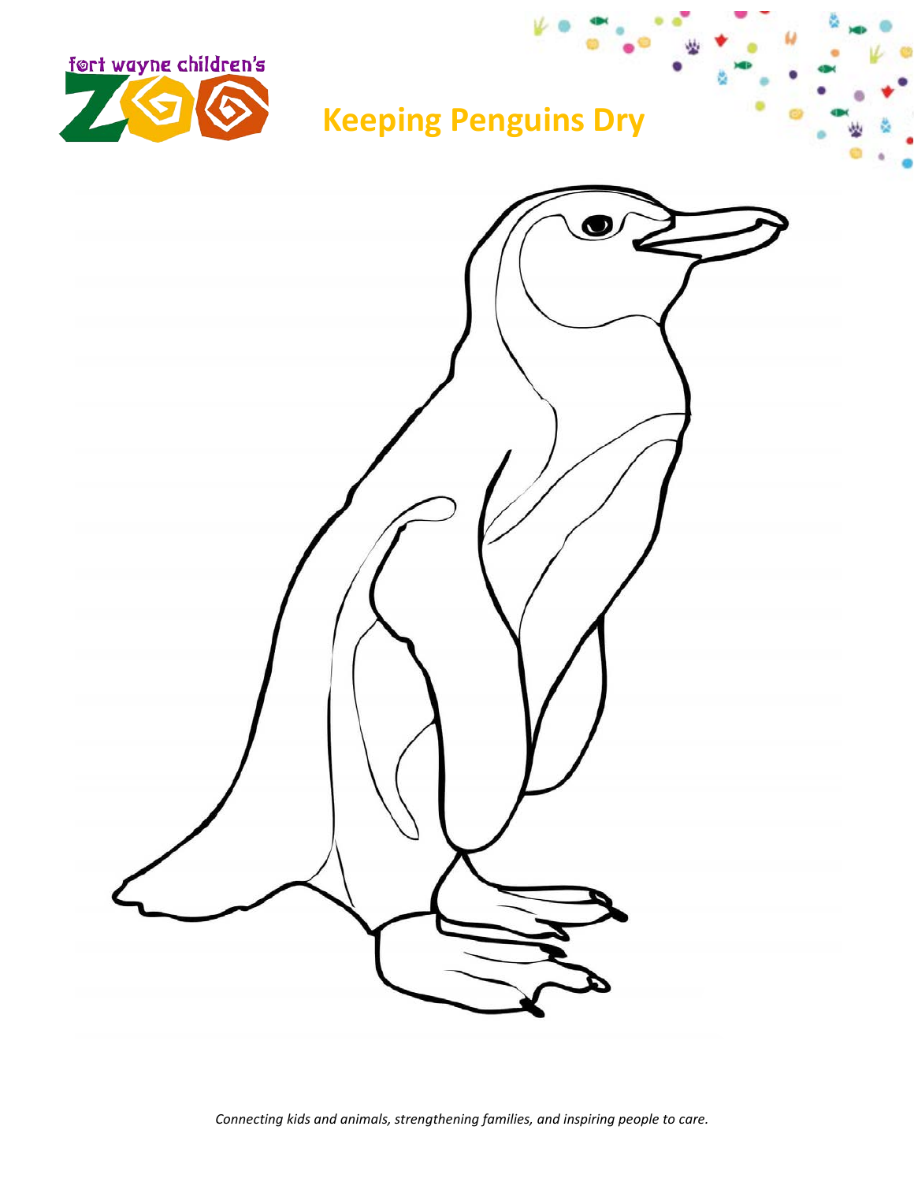fort wayne children's ZOO

# Keeping Penguins Dry

*Connecting kids and animals, strengthening families, and inspiring people to care.*